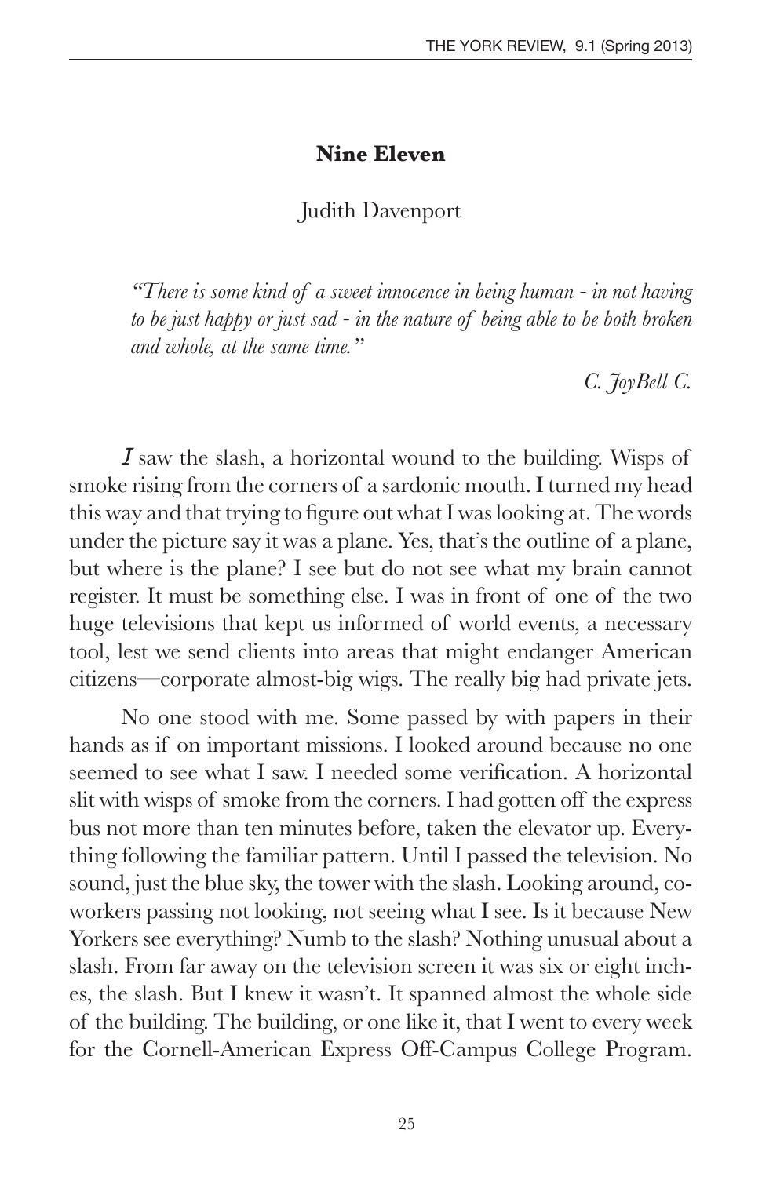# Nine Eleven

Judith Davenport

> *"There is some kind of a sweet innocence in being human - in not having to be just happy or just sad - in the nature of being able to be both broken and whole, at the same time."*
>
> *C. JoyBell C.*

I saw the slash, a horizontal wound to the building. Wisps of smoke rising from the corners of a sardonic mouth. I turned my head this way and that trying to figure out what I was looking at. The words under the picture say it was a plane. Yes, that's the outline of a plane, but where is the plane? I see but do not see what my brain cannot register. It must be something else. I was in front of one of the two huge televisions that kept us informed of world events, a necessary tool, lest we send clients into areas that might endanger American citizens—corporate almost-big wigs. The really big had private jets.

No one stood with me. Some passed by with papers in their hands as if on important missions. I looked around because no one seemed to see what I saw. I needed some verification. A horizontal slit with wisps of smoke from the corners. I had gotten off the express bus not more than ten minutes before, taken the elevator up. Everything following the familiar pattern. Until I passed the television. No sound, just the blue sky, the tower with the slash. Looking around, co-workers passing not looking, not seeing what I see. Is it because New Yorkers see everything? Numb to the slash? Nothing unusual about a slash. From far away on the television screen it was six or eight inches, the slash. But I knew it wasn't. It spanned almost the whole side of the building. The building, or one like it, that I went to every week for the Cornell-American Express Off-Campus College Program.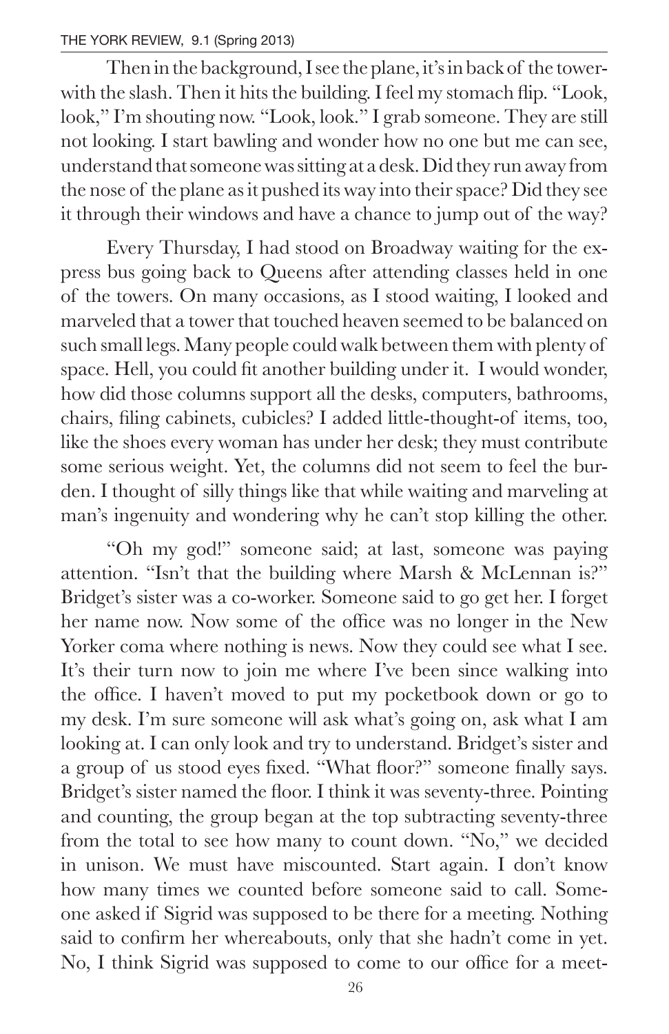Then in the background, I see the plane, it's in back of the tower-with the slash. Then it hits the building. I feel my stomach flip. "Look, look," I'm shouting now. "Look, look." I grab someone. They are still not looking. I start bawling and wonder how no one but me can see, understand that someone was sitting at a desk. Did they run away from the nose of the plane as it pushed its way into their space? Did they see it through their windows and have a chance to jump out of the way?

Every Thursday, I had stood on Broadway waiting for the express bus going back to Queens after attending classes held in one of the towers. On many occasions, as I stood waiting, I looked and marveled that a tower that touched heaven seemed to be balanced on such small legs. Many people could walk between them with plenty of space. Hell, you could fit another building under it. I would wonder, how did those columns support all the desks, computers, bathrooms, chairs, filing cabinets, cubicles? I added little-thought-of items, too, like the shoes every woman has under her desk; they must contribute some serious weight. Yet, the columns did not seem to feel the burden. I thought of silly things like that while waiting and marveling at man's ingenuity and wondering why he can't stop killing the other.

"Oh my god!" someone said; at last, someone was paying attention. "Isn't that the building where Marsh & McLennan is?" Bridget's sister was a co-worker. Someone said to go get her. I forget her name now. Now some of the office was no longer in the New Yorker coma where nothing is news. Now they could see what I see. It's their turn now to join me where I've been since walking into the office. I haven't moved to put my pocketbook down or go to my desk. I'm sure someone will ask what's going on, ask what I am looking at. I can only look and try to understand. Bridget's sister and a group of us stood eyes fixed. "What floor?" someone finally says. Bridget's sister named the floor. I think it was seventy-three. Pointing and counting, the group began at the top subtracting seventy-three from the total to see how many to count down. "No," we decided in unison. We must have miscounted. Start again. I don't know how many times we counted before someone said to call. Someone asked if Sigrid was supposed to be there for a meeting. Nothing said to confirm her whereabouts, only that she hadn't come in yet. No, I think Sigrid was supposed to come to our office for a meet-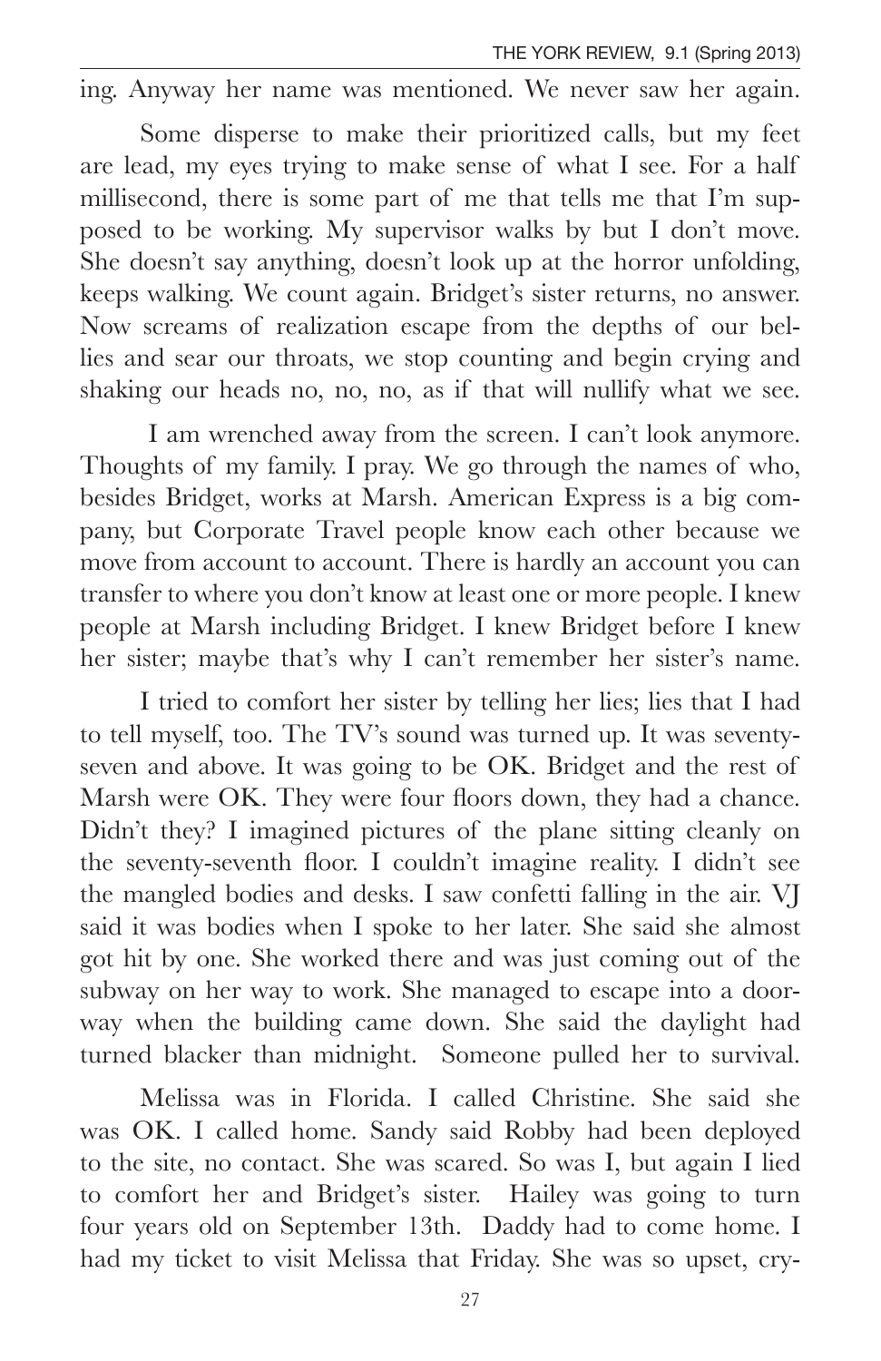ing. Anyway her name was mentioned. We never saw her again.

Some disperse to make their prioritized calls, but my feet are lead, my eyes trying to make sense of what I see. For a half millisecond, there is some part of me that tells me that I'm supposed to be working. My supervisor walks by but I don't move. She doesn't say anything, doesn't look up at the horror unfolding, keeps walking. We count again. Bridget's sister returns, no answer. Now screams of realization escape from the depths of our bellies and sear our throats, we stop counting and begin crying and shaking our heads no, no, no, as if that will nullify what we see.

I am wrenched away from the screen. I can't look anymore. Thoughts of my family. I pray. We go through the names of who, besides Bridget, works at Marsh. American Express is a big company, but Corporate Travel people know each other because we move from account to account. There is hardly an account you can transfer to where you don't know at least one or more people. I knew people at Marsh including Bridget. I knew Bridget before I knew her sister; maybe that's why I can't remember her sister's name.

I tried to comfort her sister by telling her lies; lies that I had to tell myself, too. The TV's sound was turned up. It was seventy-seven and above. It was going to be OK. Bridget and the rest of Marsh were OK. They were four floors down, they had a chance. Didn't they? I imagined pictures of the plane sitting cleanly on the seventy-seventh floor. I couldn't imagine reality. I didn't see the mangled bodies and desks. I saw confetti falling in the air. VJ said it was bodies when I spoke to her later. She said she almost got hit by one. She worked there and was just coming out of the subway on her way to work. She managed to escape into a doorway when the building came down. She said the daylight had turned blacker than midnight. Someone pulled her to survival.

Melissa was in Florida. I called Christine. She said she was OK. I called home. Sandy said Robby had been deployed to the site, no contact. She was scared. So was I, but again I lied to comfort her and Bridget's sister. Hailey was going to turn four years old on September 13th. Daddy had to come home. I had my ticket to visit Melissa that Friday. She was so upset, cry-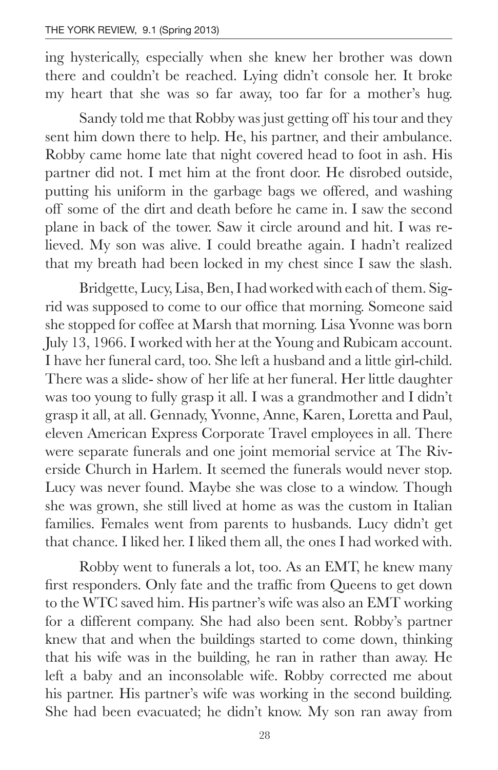ing hysterically, especially when she knew her brother was down there and couldn't be reached. Lying didn't console her. It broke my heart that she was so far away, too far for a mother's hug.

Sandy told me that Robby was just getting off his tour and they sent him down there to help. He, his partner, and their ambulance. Robby came home late that night covered head to foot in ash. His partner did not. I met him at the front door. He disrobed outside, putting his uniform in the garbage bags we offered, and washing off some of the dirt and death before he came in. I saw the second plane in back of the tower. Saw it circle around and hit. I was relieved. My son was alive. I could breathe again. I hadn't realized that my breath had been locked in my chest since I saw the slash.

Bridgette, Lucy, Lisa, Ben, I had worked with each of them. Sigrid was supposed to come to our office that morning. Someone said she stopped for coffee at Marsh that morning. Lisa Yvonne was born July 13, 1966. I worked with her at the Young and Rubicam account. I have her funeral card, too. She left a husband and a little girl-child. There was a slide- show of her life at her funeral. Her little daughter was too young to fully grasp it all. I was a grandmother and I didn't grasp it all, at all. Gennady, Yvonne, Anne, Karen, Loretta and Paul, eleven American Express Corporate Travel employees in all. There were separate funerals and one joint memorial service at The Riverside Church in Harlem. It seemed the funerals would never stop. Lucy was never found. Maybe she was close to a window. Though she was grown, she still lived at home as was the custom in Italian families. Females went from parents to husbands. Lucy didn't get that chance. I liked her. I liked them all, the ones I had worked with.

Robby went to funerals a lot, too. As an EMT, he knew many first responders. Only fate and the traffic from Queens to get down to the WTC saved him. His partner's wife was also an EMT working for a different company. She had also been sent. Robby's partner knew that and when the buildings started to come down, thinking that his wife was in the building, he ran in rather than away. He left a baby and an inconsolable wife. Robby corrected me about his partner. His partner's wife was working in the second building. She had been evacuated; he didn't know. My son ran away from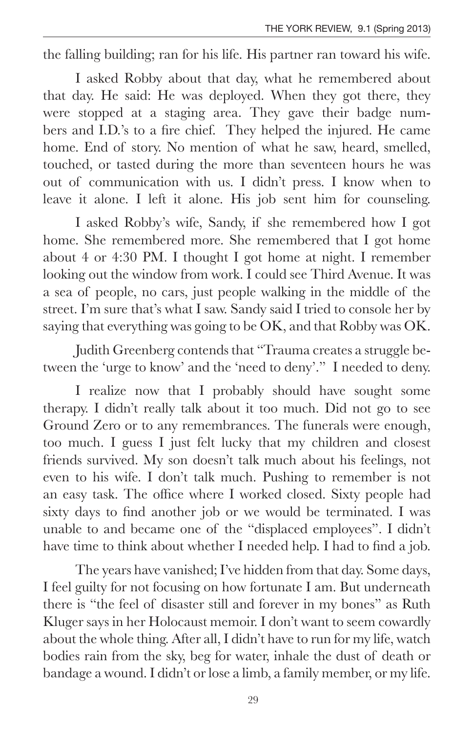the falling building; ran for his life. His partner ran toward his wife.

I asked Robby about that day, what he remembered about that day. He said: He was deployed. When they got there, they were stopped at a staging area. They gave their badge numbers and I.D.'s to a fire chief. They helped the injured. He came home. End of story. No mention of what he saw, heard, smelled, touched, or tasted during the more than seventeen hours he was out of communication with us. I didn't press. I know when to leave it alone. I left it alone. His job sent him for counseling.

I asked Robby's wife, Sandy, if she remembered how I got home. She remembered more. She remembered that I got home about 4 or 4:30 PM. I thought I got home at night. I remember looking out the window from work. I could see Third Avenue. It was a sea of people, no cars, just people walking in the middle of the street. I'm sure that's what I saw. Sandy said I tried to console her by saying that everything was going to be OK, and that Robby was OK.

Judith Greenberg contends that "Trauma creates a struggle between the 'urge to know' and the 'need to deny'." I needed to deny.

I realize now that I probably should have sought some therapy. I didn't really talk about it too much. Did not go to see Ground Zero or to any remembrances. The funerals were enough, too much. I guess I just felt lucky that my children and closest friends survived. My son doesn't talk much about his feelings, not even to his wife. I don't talk much. Pushing to remember is not an easy task. The office where I worked closed. Sixty people had sixty days to find another job or we would be terminated. I was unable to and became one of the "displaced employees". I didn't have time to think about whether I needed help. I had to find a job.

The years have vanished; I've hidden from that day. Some days, I feel guilty for not focusing on how fortunate I am. But underneath there is "the feel of disaster still and forever in my bones" as Ruth Kluger says in her Holocaust memoir. I don't want to seem cowardly about the whole thing. After all, I didn't have to run for my life, watch bodies rain from the sky, beg for water, inhale the dust of death or bandage a wound. I didn't or lose a limb, a family member, or my life.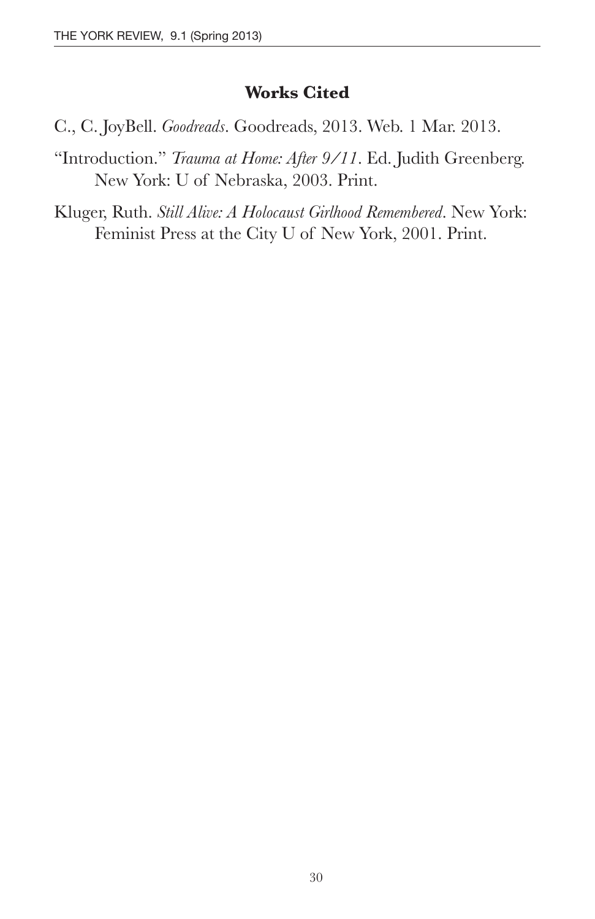## Works Cited

C., C. JoyBell. *Goodreads*. Goodreads, 2013. Web. 1 Mar. 2013.

"Introduction." *Trauma at Home: After 9/11*. Ed. Judith Greenberg. New York: U of Nebraska, 2003. Print.

Kluger, Ruth. *Still Alive: A Holocaust Girlhood Remembered*. New York: Feminist Press at the City U of New York, 2001. Print.